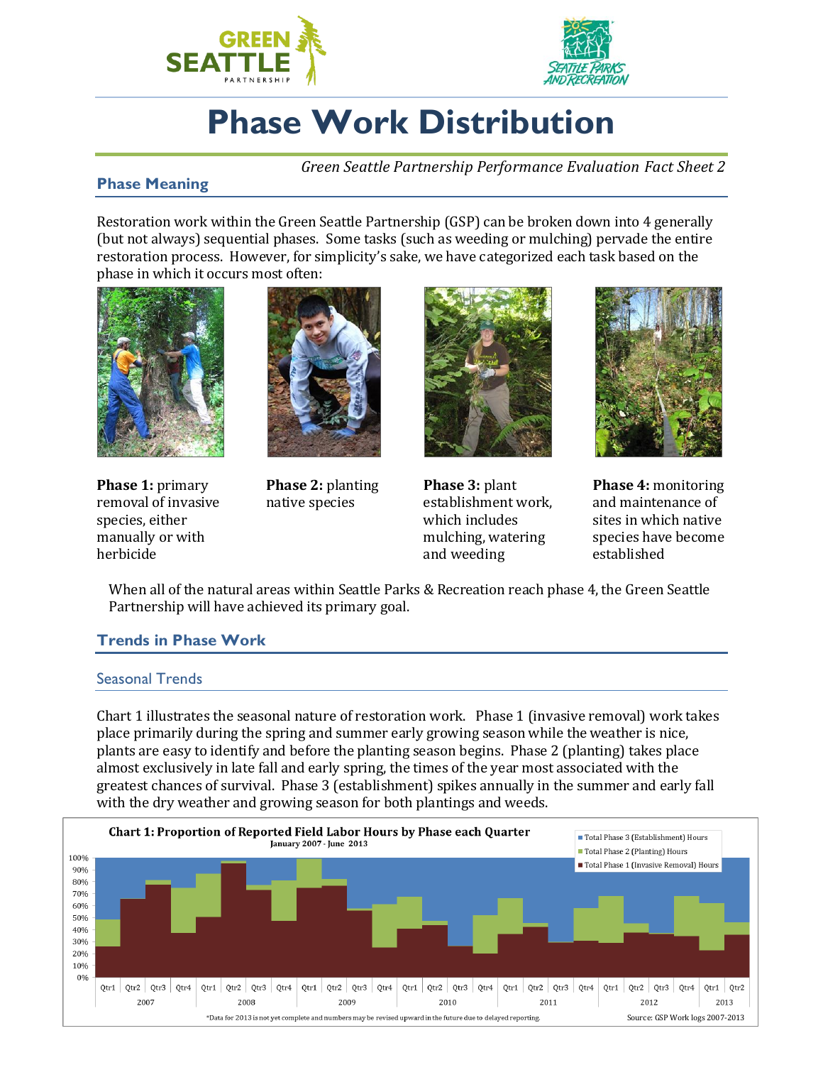# Phase Work Distribution

*Green Seattle Partnership Performance Evaluation Fact Sheet 2*

## Phase Meaning

Restoration work within the Green Seattle Partnership (GSP) can be broken down into 4 generally (but not always) sequential phases. Some tasks (such as weeding or mulching) pervade the entire restoration process. However, for simplicity's sake, we have categorized each task based on the phase in which it occurs most often:

**Phase 1:** primary removal of invasive species, either manually or with herbicide

**Phase 2:** planting native species

**Phase 3:** plant establishment work, which includes mulching, watering and weeding

**Phase 4:** monitoring and maintenance of sites in which native species have become established

When all of the natural areas within Seattle Parks & Recreation reach phase 4, the Green Seattle Partnership will have achieved its primary goal.

## Trends in Phase Work

### Seasonal Trends

Chart 1 illustrates the seasonal nature of restoration work. Phase 1 (invasive removal) work takes place primarily during the spring and summer early growing season while the weather is nice, plants are easy to identify and before the planting season begins. Phase 2 (planting) takes place almost exclusively in late fall and early spring, the times of the year most associated with the greatest chances of survival. Phase 3 (establishment) spikes annually in the summer and early fall with the dry weather and growing season for both plantings and weeds.

**Chart 1: Proportion of Reported Field Labor Hours by Phase each Quarter**
January 2007 - June 2013

Legend: Total Phase 3 (Establishment) Hours; Total Phase 2 (Planting) Hours; Total Phase 1 (Invasive Removal) Hours

*Data for 2013 is not yet complete and numbers may be revised upward in the future due to delayed reporting.

Source: GSP Work logs 2007-2013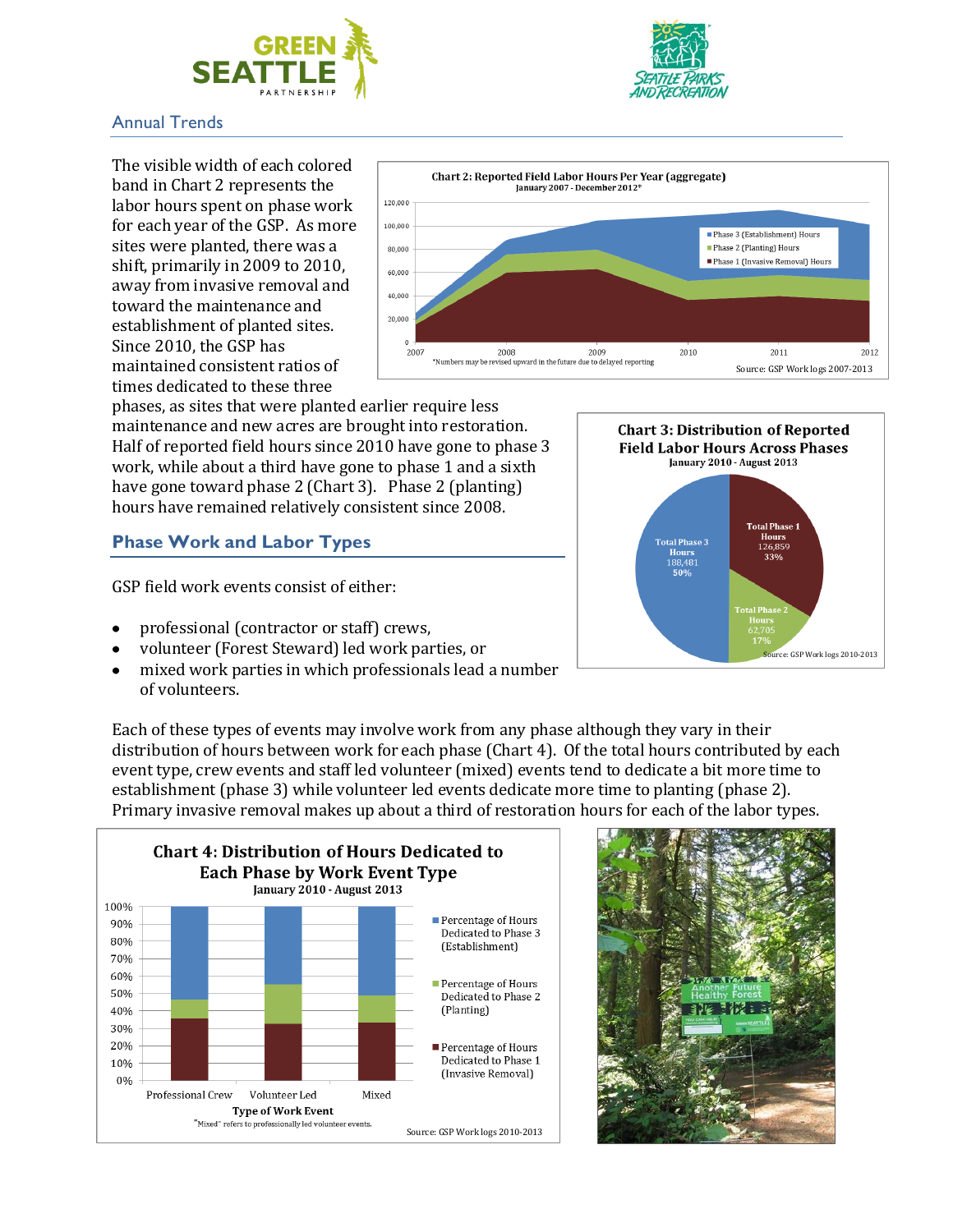## Annual Trends

The visible width of each colored band in Chart 2 represents the labor hours spent on phase work for each year of the GSP. As more sites were planted, there was a shift, primarily in 2009 to 2010, away from invasive removal and toward the maintenance and establishment of planted sites. Since 2010, the GSP has maintained consistent ratios of times dedicated to these three phases, as sites that were planted earlier require less maintenance and new acres are brought into restoration. Half of reported field hours since 2010 have gone to phase 3 work, while about a third have gone to phase 1 and a sixth have gone toward phase 2 (Chart 3). Phase 2 (planting) hours have remained relatively consistent since 2008.

**Chart 2: Reported Field Labor Hours Per Year (aggregate)**
January 2007 - December 2012*

120,000
100,000
80,000
60,000
40,000
20,000
0

2007
2008
2009
2010
2011
2012

Phase 3 (Establishment) Hours
Phase 2 (Planting) Hours
Phase 1 (Invasive Removal) Hours

*Numbers may be revised upward in the future due to delayed reporting

Source: GSP Work logs 2007-2013

**Chart 3: Distribution of Reported Field Labor Hours Across Phases**
January 2010 - August 2013

Total Phase 1 Hours
126,859
33%

Total Phase 2 Hours
62,705
17%

Total Phase 3 Hours
188,481
50%

Source: GSP Work logs 2010-2013

## Phase Work and Labor Types

GSP field work events consist of either:

- professional (contractor or staff) crews,
- volunteer (Forest Steward) led work parties, or
- mixed work parties in which professionals lead a number of volunteers.

Each of these types of events may involve work from any phase although they vary in their distribution of hours between work for each phase (Chart 4). Of the total hours contributed by each event type, crew events and staff led volunteer (mixed) events tend to dedicate a bit more time to establishment (phase 3) while volunteer led events dedicate more time to planting (phase 2). Primary invasive removal makes up about a third of restoration hours for each of the labor types.

**Chart 4: Distribution of Hours Dedicated to Each Phase by Work Event Type**
January 2010 - August 2013

100%
90%
80%
70%
60%
50%
40%
30%
20%
10%
0%

Professional Crew
Volunteer Led
Mixed

Type of Work Event

Percentage of Hours Dedicated to Phase 3 (Establishment)
Percentage of Hours Dedicated to Phase 2 (Planting)
Percentage of Hours Dedicated to Phase 1 (Invasive Removal)

"Mixed" refers to professionally led volunteer events.

Source: GSP Work logs 2010-2013